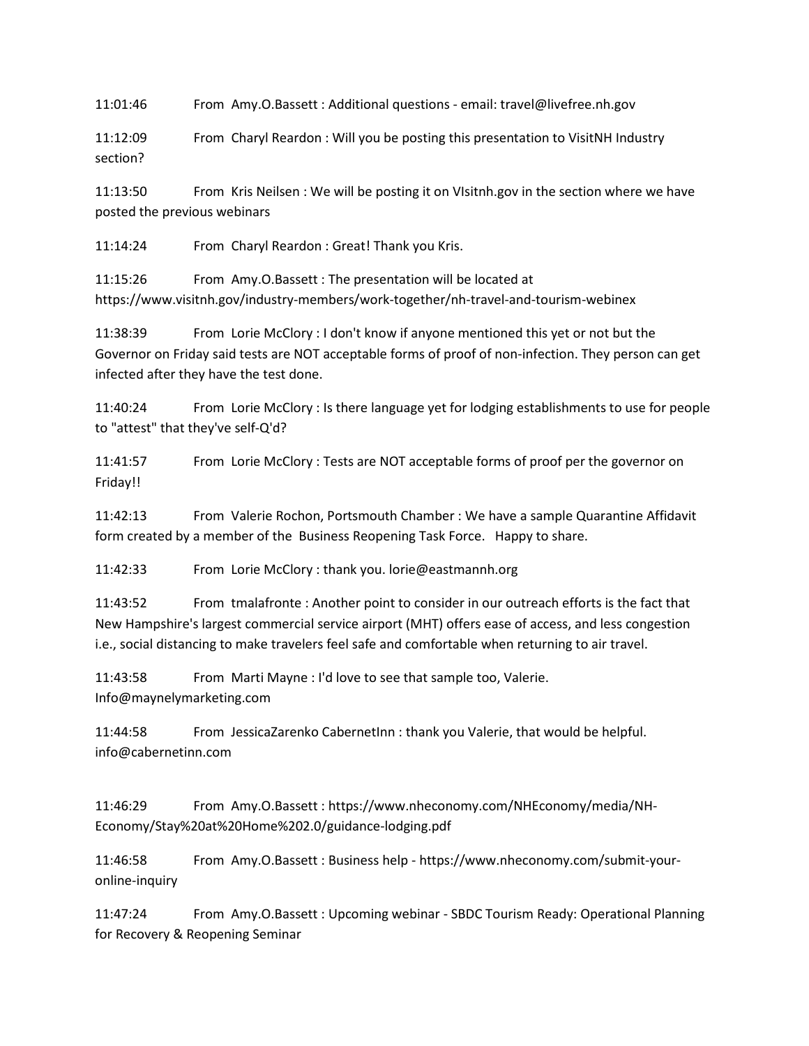11:01:46 From Amy.O.Bassett : Additional questions - email: travel@livefree.nh.gov

11:12:09 From Charyl Reardon : Will you be posting this presentation to VisitNH Industry section?

11:13:50 From Kris Neilsen : We will be posting it on VIsitnh.gov in the section where we have posted the previous webinars

11:14:24 From Charyl Reardon : Great! Thank you Kris.

11:15:26 From Amy.O.Bassett : The presentation will be located at https://www.visitnh.gov/industry-members/work-together/nh-travel-and-tourism-webinex

11:38:39 From Lorie McClory : I don't know if anyone mentioned this yet or not but the Governor on Friday said tests are NOT acceptable forms of proof of non-infection. They person can get infected after they have the test done.

11:40:24 From Lorie McClory : Is there language yet for lodging establishments to use for people to "attest" that they've self-Q'd?

11:41:57 From Lorie McClory : Tests are NOT acceptable forms of proof per the governor on Friday!!

11:42:13 From Valerie Rochon, Portsmouth Chamber : We have a sample Quarantine Affidavit form created by a member of the Business Reopening Task Force. Happy to share.

11:42:33 From Lorie McClory : thank you. lorie@eastmannh.org

11:43:52 From tmalafronte : Another point to consider in our outreach efforts is the fact that New Hampshire's largest commercial service airport (MHT) offers ease of access, and less congestion i.e., social distancing to make travelers feel safe and comfortable when returning to air travel.

11:43:58 From Marti Mayne : I'd love to see that sample too, Valerie. Info@maynelymarketing.com

11:44:58 From JessicaZarenko CabernetInn : thank you Valerie, that would be helpful. info@cabernetinn.com

11:46:29 From Amy.O.Bassett : https://www.nheconomy.com/NHEconomy/media/NH-Economy/Stay%20at%20Home%202.0/guidance-lodging.pdf

11:46:58 From Amy.O.Bassett : Business help - https://www.nheconomy.com/submit-your-online-inquiry

11:47:24 From Amy.O.Bassett : Upcoming webinar - SBDC Tourism Ready: Operational Planning for Recovery & Reopening Seminar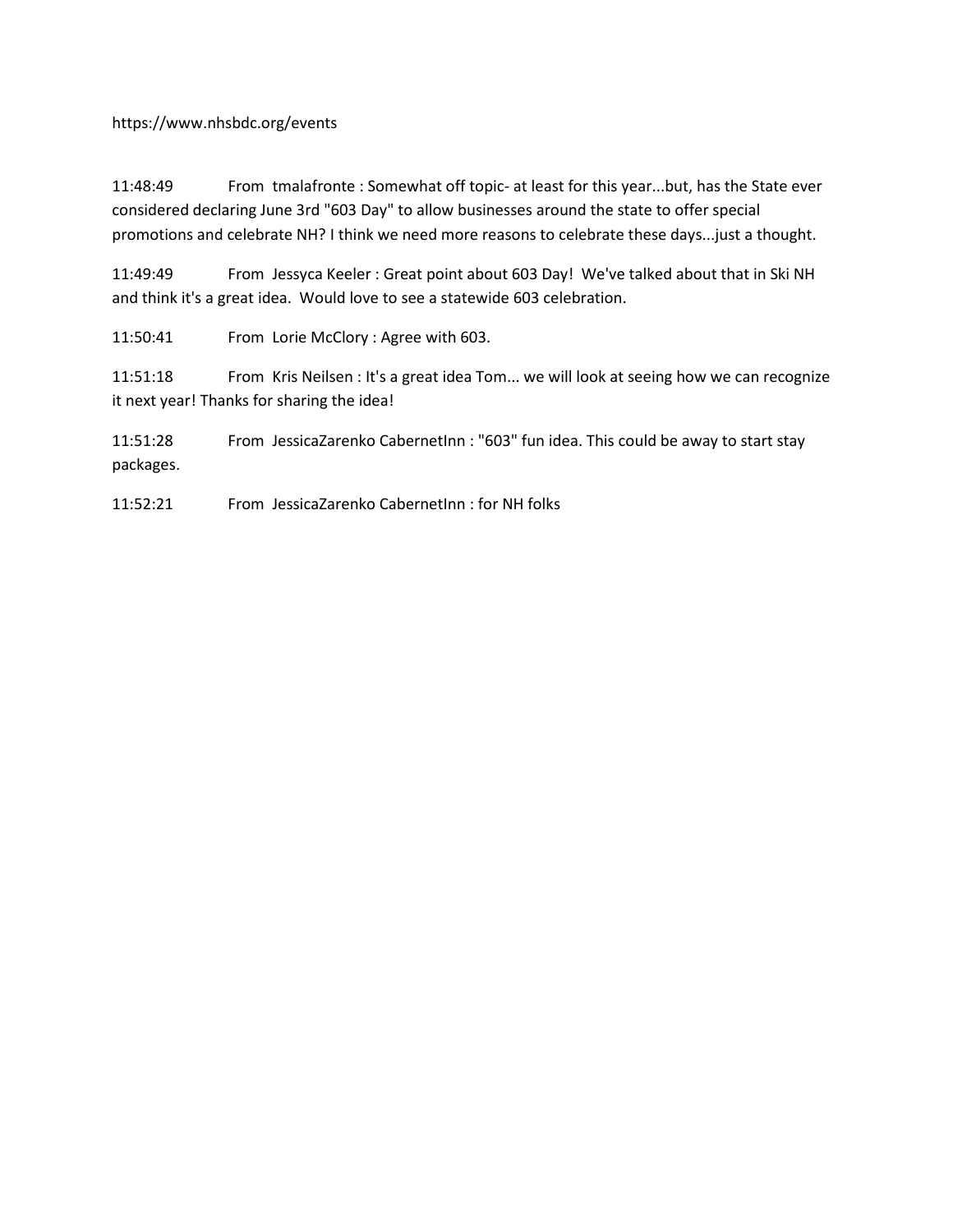https://www.nhsbdc.org/events

11:48:49 From tmalafronte : Somewhat off topic- at least for this year...but, has the State ever considered declaring June 3rd "603 Day" to allow businesses around the state to offer special promotions and celebrate NH? I think we need more reasons to celebrate these days...just a thought.

11:49:49 From Jessyca Keeler : Great point about 603 Day! We've talked about that in Ski NH and think it's a great idea. Would love to see a statewide 603 celebration.

11:50:41 From Lorie McClory : Agree with 603.

11:51:18 From Kris Neilsen : It's a great idea Tom... we will look at seeing how we can recognize it next year! Thanks for sharing the idea!

11:51:28 From JessicaZarenko CabernetInn : "603" fun idea. This could be away to start stay packages.

11:52:21 From JessicaZarenko CabernetInn : for NH folks